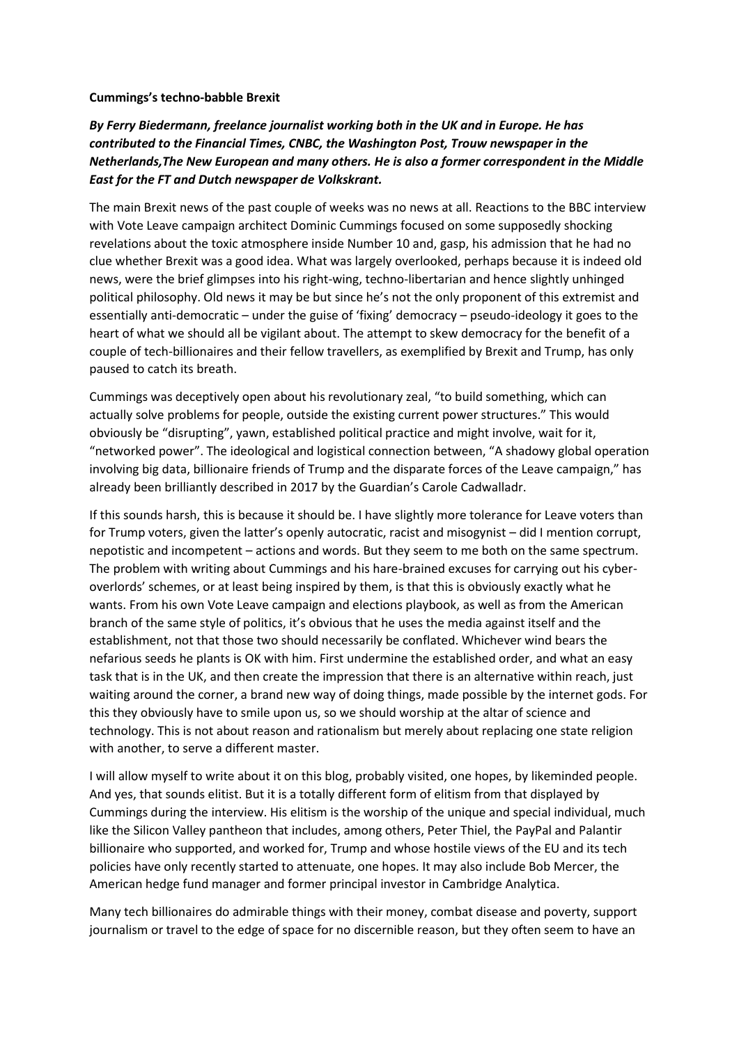**Cummings's techno-babble Brexit**

***By Ferry Biedermann, freelance journalist working both in the UK and in Europe. He has contributed to the Financial Times, CNBC, the Washington Post, Trouw newspaper in the Netherlands,The New European and many others. He is also a former correspondent in the Middle East for the FT and Dutch newspaper de Volkskrant.***

The main Brexit news of the past couple of weeks was no news at all. Reactions to the BBC interview with Vote Leave campaign architect Dominic Cummings focused on some supposedly shocking revelations about the toxic atmosphere inside Number 10 and, gasp, his admission that he had no clue whether Brexit was a good idea. What was largely overlooked, perhaps because it is indeed old news, were the brief glimpses into his right-wing, techno-libertarian and hence slightly unhinged political philosophy. Old news it may be but since he's not the only proponent of this extremist and essentially anti-democratic – under the guise of 'fixing' democracy – pseudo-ideology it goes to the heart of what we should all be vigilant about. The attempt to skew democracy for the benefit of a couple of tech-billionaires and their fellow travellers, as exemplified by Brexit and Trump, has only paused to catch its breath.

Cummings was deceptively open about his revolutionary zeal, "to build something, which can actually solve problems for people, outside the existing current power structures." This would obviously be "disrupting", yawn, established political practice and might involve, wait for it, "networked power". The ideological and logistical connection between, "A shadowy global operation involving big data, billionaire friends of Trump and the disparate forces of the Leave campaign," has already been brilliantly described in 2017 by the Guardian's Carole Cadwalladr.

If this sounds harsh, this is because it should be. I have slightly more tolerance for Leave voters than for Trump voters, given the latter's openly autocratic, racist and misogynist – did I mention corrupt, nepotistic and incompetent – actions and words. But they seem to me both on the same spectrum. The problem with writing about Cummings and his hare-brained excuses for carrying out his cyber-overlords' schemes, or at least being inspired by them, is that this is obviously exactly what he wants. From his own Vote Leave campaign and elections playbook, as well as from the American branch of the same style of politics, it's obvious that he uses the media against itself and the establishment, not that those two should necessarily be conflated. Whichever wind bears the nefarious seeds he plants is OK with him. First undermine the established order, and what an easy task that is in the UK, and then create the impression that there is an alternative within reach, just waiting around the corner, a brand new way of doing things, made possible by the internet gods. For this they obviously have to smile upon us, so we should worship at the altar of science and technology. This is not about reason and rationalism but merely about replacing one state religion with another, to serve a different master.

I will allow myself to write about it on this blog, probably visited, one hopes, by likeminded people. And yes, that sounds elitist. But it is a totally different form of elitism from that displayed by Cummings during the interview. His elitism is the worship of the unique and special individual, much like the Silicon Valley pantheon that includes, among others, Peter Thiel, the PayPal and Palantir billionaire who supported, and worked for, Trump and whose hostile views of the EU and its tech policies have only recently started to attenuate, one hopes. It may also include Bob Mercer, the American hedge fund manager and former principal investor in Cambridge Analytica.

Many tech billionaires do admirable things with their money, combat disease and poverty, support journalism or travel to the edge of space for no discernible reason, but they often seem to have an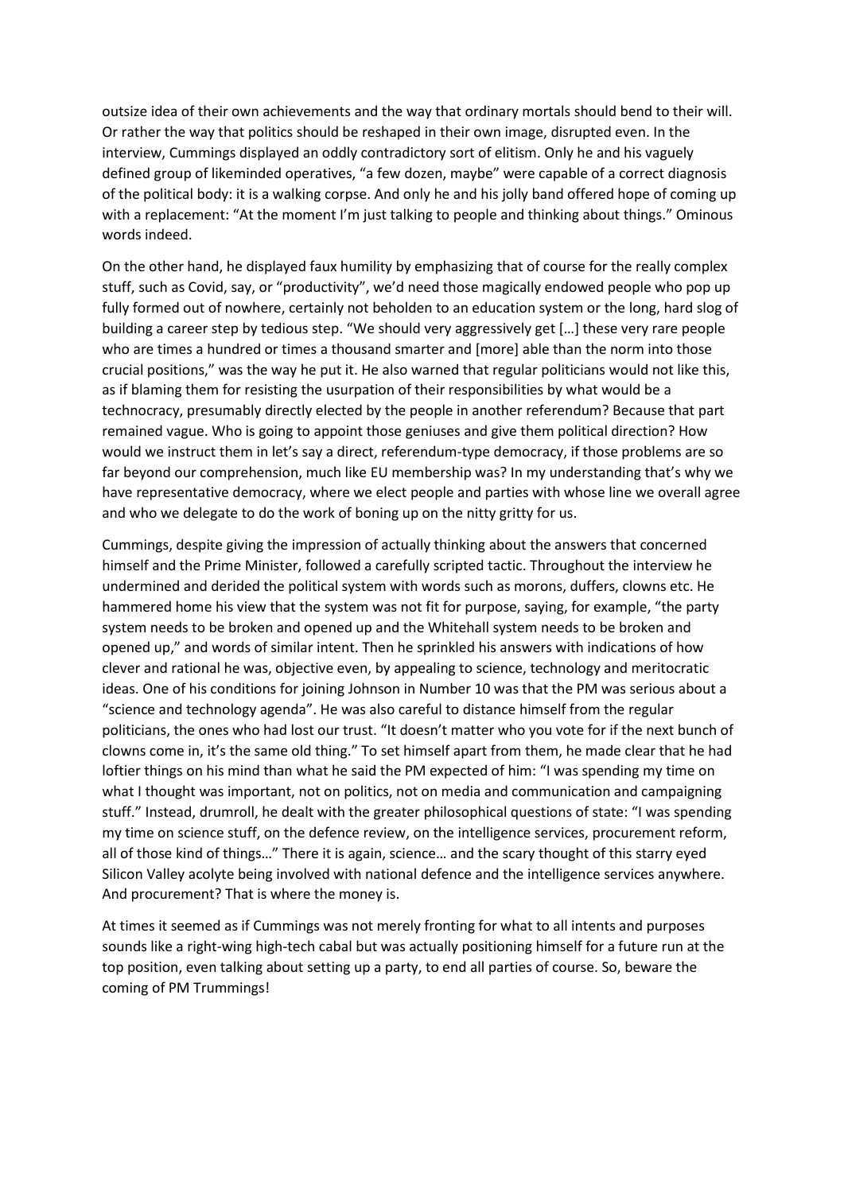outsize idea of their own achievements and the way that ordinary mortals should bend to their will. Or rather the way that politics should be reshaped in their own image, disrupted even. In the interview, Cummings displayed an oddly contradictory sort of elitism. Only he and his vaguely defined group of likeminded operatives, "a few dozen, maybe" were capable of a correct diagnosis of the political body: it is a walking corpse. And only he and his jolly band offered hope of coming up with a replacement: "At the moment I'm just talking to people and thinking about things." Ominous words indeed.

On the other hand, he displayed faux humility by emphasizing that of course for the really complex stuff, such as Covid, say, or "productivity", we'd need those magically endowed people who pop up fully formed out of nowhere, certainly not beholden to an education system or the long, hard slog of building a career step by tedious step. "We should very aggressively get […] these very rare people who are times a hundred or times a thousand smarter and [more] able than the norm into those crucial positions," was the way he put it. He also warned that regular politicians would not like this, as if blaming them for resisting the usurpation of their responsibilities by what would be a technocracy, presumably directly elected by the people in another referendum? Because that part remained vague. Who is going to appoint those geniuses and give them political direction? How would we instruct them in let's say a direct, referendum-type democracy, if those problems are so far beyond our comprehension, much like EU membership was? In my understanding that's why we have representative democracy, where we elect people and parties with whose line we overall agree and who we delegate to do the work of boning up on the nitty gritty for us.

Cummings, despite giving the impression of actually thinking about the answers that concerned himself and the Prime Minister, followed a carefully scripted tactic. Throughout the interview he undermined and derided the political system with words such as morons, duffers, clowns etc. He hammered home his view that the system was not fit for purpose, saying, for example, "the party system needs to be broken and opened up and the Whitehall system needs to be broken and opened up," and words of similar intent. Then he sprinkled his answers with indications of how clever and rational he was, objective even, by appealing to science, technology and meritocratic ideas. One of his conditions for joining Johnson in Number 10 was that the PM was serious about a "science and technology agenda". He was also careful to distance himself from the regular politicians, the ones who had lost our trust. "It doesn't matter who you vote for if the next bunch of clowns come in, it's the same old thing." To set himself apart from them, he made clear that he had loftier things on his mind than what he said the PM expected of him: "I was spending my time on what I thought was important, not on politics, not on media and communication and campaigning stuff." Instead, drumroll, he dealt with the greater philosophical questions of state: "I was spending my time on science stuff, on the defence review, on the intelligence services, procurement reform, all of those kind of things…" There it is again, science… and the scary thought of this starry eyed Silicon Valley acolyte being involved with national defence and the intelligence services anywhere. And procurement? That is where the money is.

At times it seemed as if Cummings was not merely fronting for what to all intents and purposes sounds like a right-wing high-tech cabal but was actually positioning himself for a future run at the top position, even talking about setting up a party, to end all parties of course. So, beware the coming of PM Trummings!